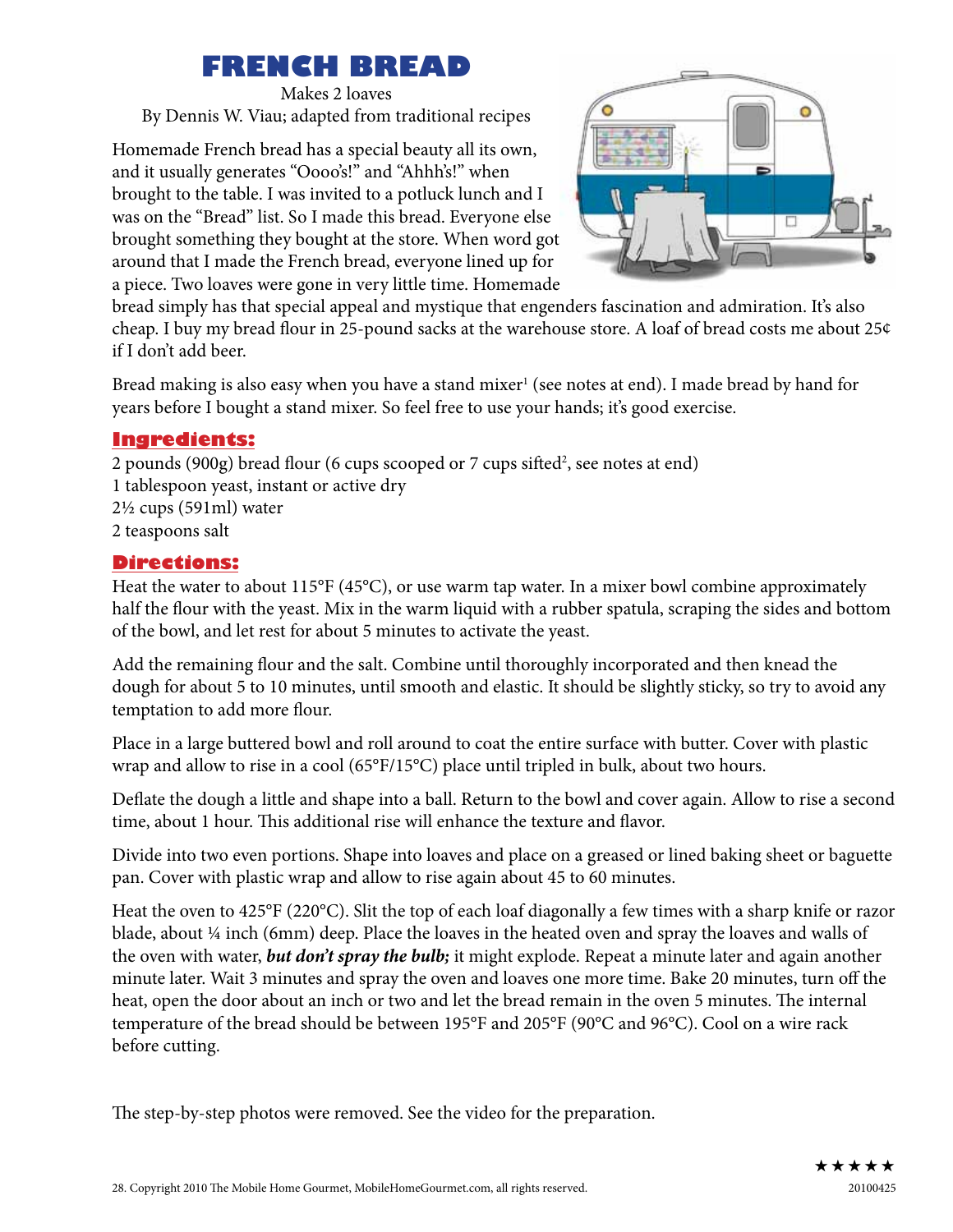# FRENCH BREAD

Makes 2 loaves

By Dennis W. Viau; adapted from traditional recipes

Homemade French bread has a special beauty all its own, and it usually generates "Oooo's!" and "Ahhh's!" when brought to the table. I was invited to a potluck lunch and I was on the "Bread" list. So I made this bread. Everyone else brought something they bought at the store. When word got around that I made the French bread, everyone lined up for a piece. Two loaves were gone in very little time. Homemade bread simply has that special appeal and mystique that engenders fascination and admiration. It's also cheap. I buy my bread flour in 25-pound sacks at the warehouse store. A loaf of bread costs me about 25¢ if I don't add beer.

Bread making is also easy when you have a stand mixer[1] (see notes at end). I made bread by hand for years before I bought a stand mixer. So feel free to use your hands; it's good exercise.

## Ingredients:

2 pounds (900g) bread flour (6 cups scooped or 7 cups sifted[2], see notes at end)
1 tablespoon yeast, instant or active dry
2½ cups (591ml) water
2 teaspoons salt

## Directions:

Heat the water to about 115°F (45°C), or use warm tap water. In a mixer bowl combine approximately half the flour with the yeast. Mix in the warm liquid with a rubber spatula, scraping the sides and bottom of the bowl, and let rest for about 5 minutes to activate the yeast.

Add the remaining flour and the salt. Combine until thoroughly incorporated and then knead the dough for about 5 to 10 minutes, until smooth and elastic. It should be slightly sticky, so try to avoid any temptation to add more flour.

Place in a large buttered bowl and roll around to coat the entire surface with butter. Cover with plastic wrap and allow to rise in a cool (65°F/15°C) place until tripled in bulk, about two hours.

Deflate the dough a little and shape into a ball. Return to the bowl and cover again. Allow to rise a second time, about 1 hour. This additional rise will enhance the texture and flavor.

Divide into two even portions. Shape into loaves and place on a greased or lined baking sheet or baguette pan. Cover with plastic wrap and allow to rise again about 45 to 60 minutes.

Heat the oven to 425°F (220°C). Slit the top of each loaf diagonally a few times with a sharp knife or razor blade, about ¼ inch (6mm) deep. Place the loaves in the heated oven and spray the loaves and walls of the oven with water, ***but don't spray the bulb;*** it might explode. Repeat a minute later and again another minute later. Wait 3 minutes and spray the oven and loaves one more time. Bake 20 minutes, turn off the heat, open the door about an inch or two and let the bread remain in the oven 5 minutes. The internal temperature of the bread should be between 195°F and 205°F (90°C and 96°C). Cool on a wire rack before cutting.

The step-by-step photos were removed. See the video for the preparation.

★★★★★

Copyright 2010 The Mobile Home Gourmet, MobileHomeGourmet.com, all rights reserved. 20100425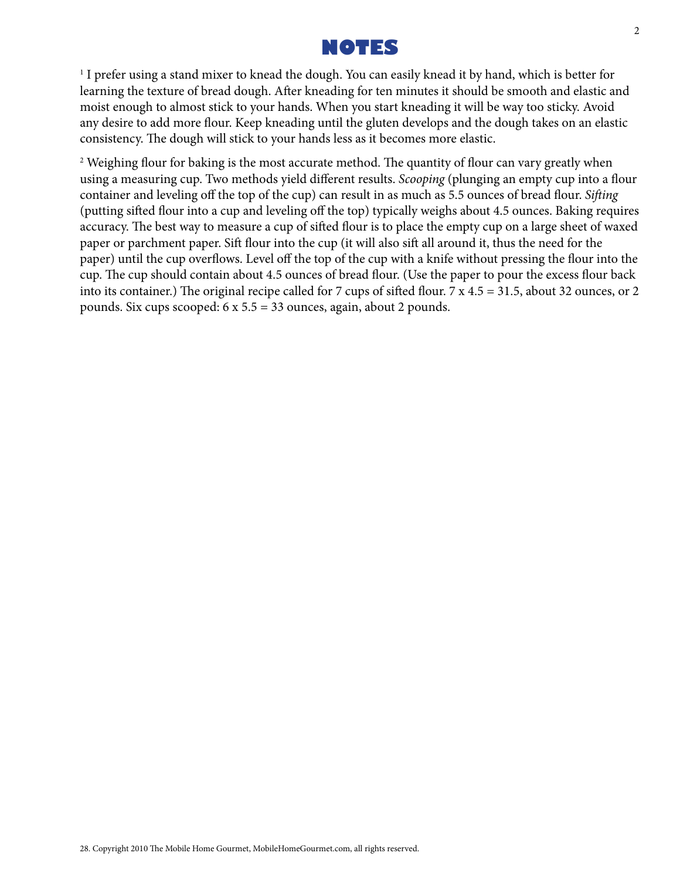# NOTES

[1] I prefer using a stand mixer to knead the dough. You can easily knead it by hand, which is better for learning the texture of bread dough. After kneading for ten minutes it should be smooth and elastic and moist enough to almost stick to your hands. When you start kneading it will be way too sticky. Avoid any desire to add more flour. Keep kneading until the gluten develops and the dough takes on an elastic consistency. The dough will stick to your hands less as it becomes more elastic.

[2] Weighing flour for baking is the most accurate method. The quantity of flour can vary greatly when using a measuring cup. Two methods yield different results. *Scooping* (plunging an empty cup into a flour container and leveling off the top of the cup) can result in as much as 5.5 ounces of bread flour. *Sifting* (putting sifted flour into a cup and leveling off the top) typically weighs about 4.5 ounces. Baking requires accuracy. The best way to measure a cup of sifted flour is to place the empty cup on a large sheet of waxed paper or parchment paper. Sift flour into the cup (it will also sift all around it, thus the need for the paper) until the cup overflows. Level off the top of the cup with a knife without pressing the flour into the cup. The cup should contain about 4.5 ounces of bread flour. (Use the paper to pour the excess flour back into its container.) The original recipe called for 7 cups of sifted flour. 7 x 4.5 = 31.5, about 32 ounces, or 2 pounds. Six cups scooped: 6 x 5.5 = 33 ounces, again, about 2 pounds.

28. Copyright 2010 The Mobile Home Gourmet, MobileHomeGourmet.com, all rights reserved.